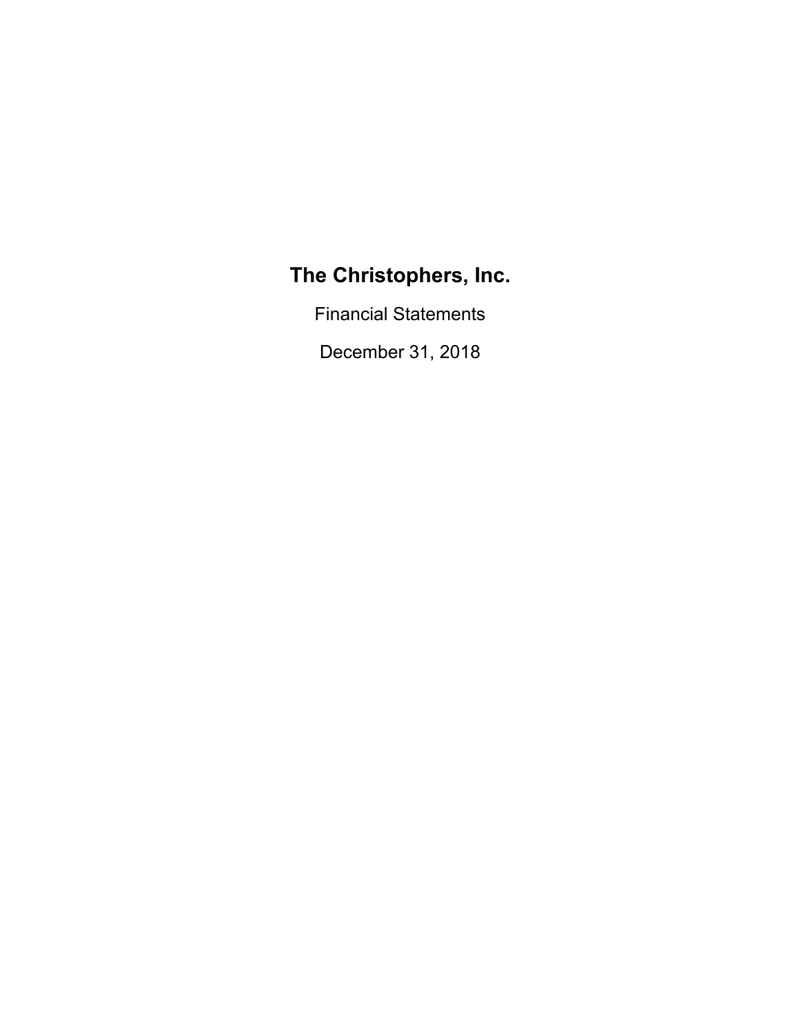# The Christophers, Inc.

Financial Statements

December 31, 2018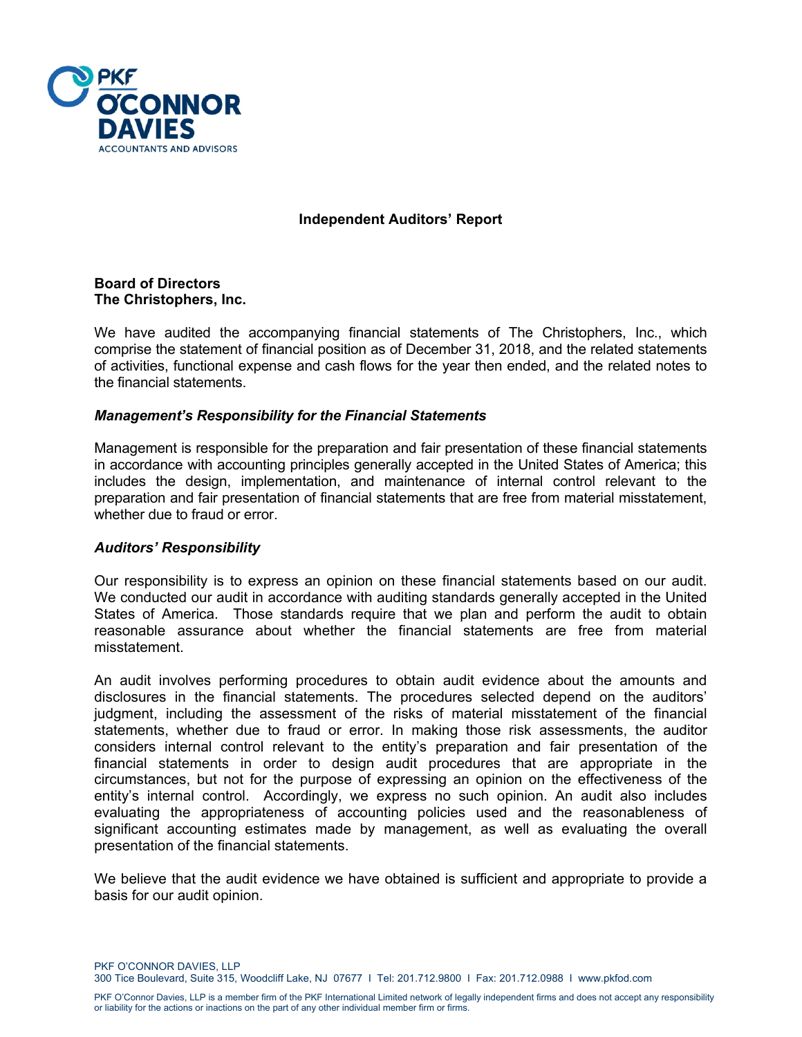PKF O'CONNOR DAVIES
ACCOUNTANTS AND ADVISORS

## Independent Auditors' Report

**Board of Directors**
**The Christophers, Inc.**

We have audited the accompanying financial statements of The Christophers, Inc., which comprise the statement of financial position as of December 31, 2018, and the related statements of activities, functional expense and cash flows for the year then ended, and the related notes to the financial statements.

### *Management's Responsibility for the Financial Statements*

Management is responsible for the preparation and fair presentation of these financial statements in accordance with accounting principles generally accepted in the United States of America; this includes the design, implementation, and maintenance of internal control relevant to the preparation and fair presentation of financial statements that are free from material misstatement, whether due to fraud or error.

### *Auditors' Responsibility*

Our responsibility is to express an opinion on these financial statements based on our audit. We conducted our audit in accordance with auditing standards generally accepted in the United States of America. Those standards require that we plan and perform the audit to obtain reasonable assurance about whether the financial statements are free from material misstatement.

An audit involves performing procedures to obtain audit evidence about the amounts and disclosures in the financial statements. The procedures selected depend on the auditors' judgment, including the assessment of the risks of material misstatement of the financial statements, whether due to fraud or error. In making those risk assessments, the auditor considers internal control relevant to the entity's preparation and fair presentation of the financial statements in order to design audit procedures that are appropriate in the circumstances, but not for the purpose of expressing an opinion on the effectiveness of the entity's internal control. Accordingly, we express no such opinion. An audit also includes evaluating the appropriateness of accounting policies used and the reasonableness of significant accounting estimates made by management, as well as evaluating the overall presentation of the financial statements.

We believe that the audit evidence we have obtained is sufficient and appropriate to provide a basis for our audit opinion.

PKF O'CONNOR DAVIES, LLP
300 Tice Boulevard, Suite 315, Woodcliff Lake, NJ 07677 I Tel: 201.712.9800 I Fax: 201.712.0988 I www.pkfod.com

PKF O'Connor Davies, LLP is a member firm of the PKF International Limited network of legally independent firms and does not accept any responsibility or liability for the actions or inactions on the part of any other individual member firm or firms.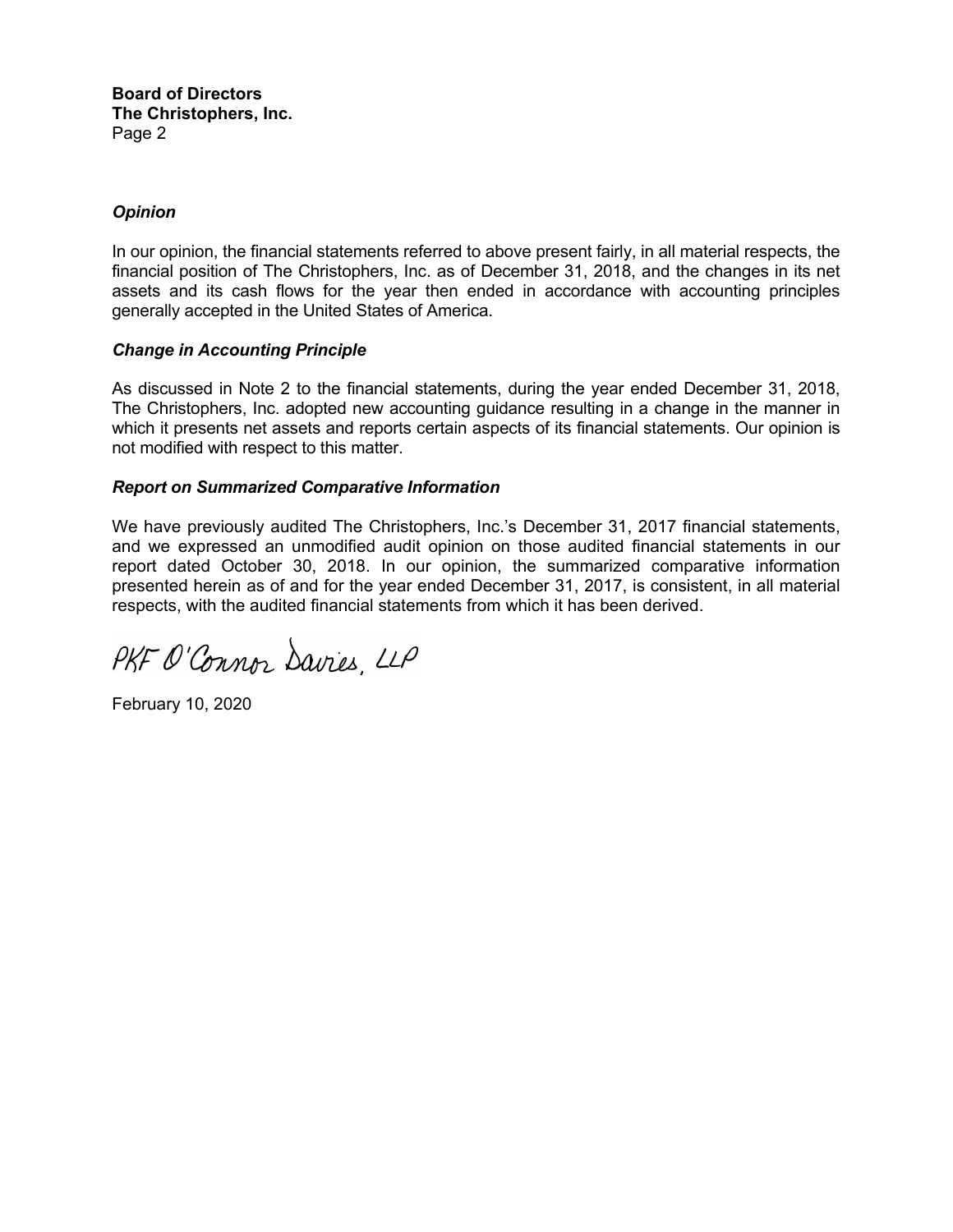**Board of Directors**
**The Christophers, Inc.**
Page 2

***Opinion***

In our opinion, the financial statements referred to above present fairly, in all material respects, the financial position of The Christophers, Inc. as of December 31, 2018, and the changes in its net assets and its cash flows for the year then ended in accordance with accounting principles generally accepted in the United States of America.

***Change in Accounting Principle***

As discussed in Note 2 to the financial statements, during the year ended December 31, 2018, The Christophers, Inc. adopted new accounting guidance resulting in a change in the manner in which it presents net assets and reports certain aspects of its financial statements. Our opinion is not modified with respect to this matter.

***Report on Summarized Comparative Information***

We have previously audited The Christophers, Inc.'s December 31, 2017 financial statements, and we expressed an unmodified audit opinion on those audited financial statements in our report dated October 30, 2018. In our opinion, the summarized comparative information presented herein as of and for the year ended December 31, 2017, is consistent, in all material respects, with the audited financial statements from which it has been derived.

PKF O'Connor Davies, LLP

February 10, 2020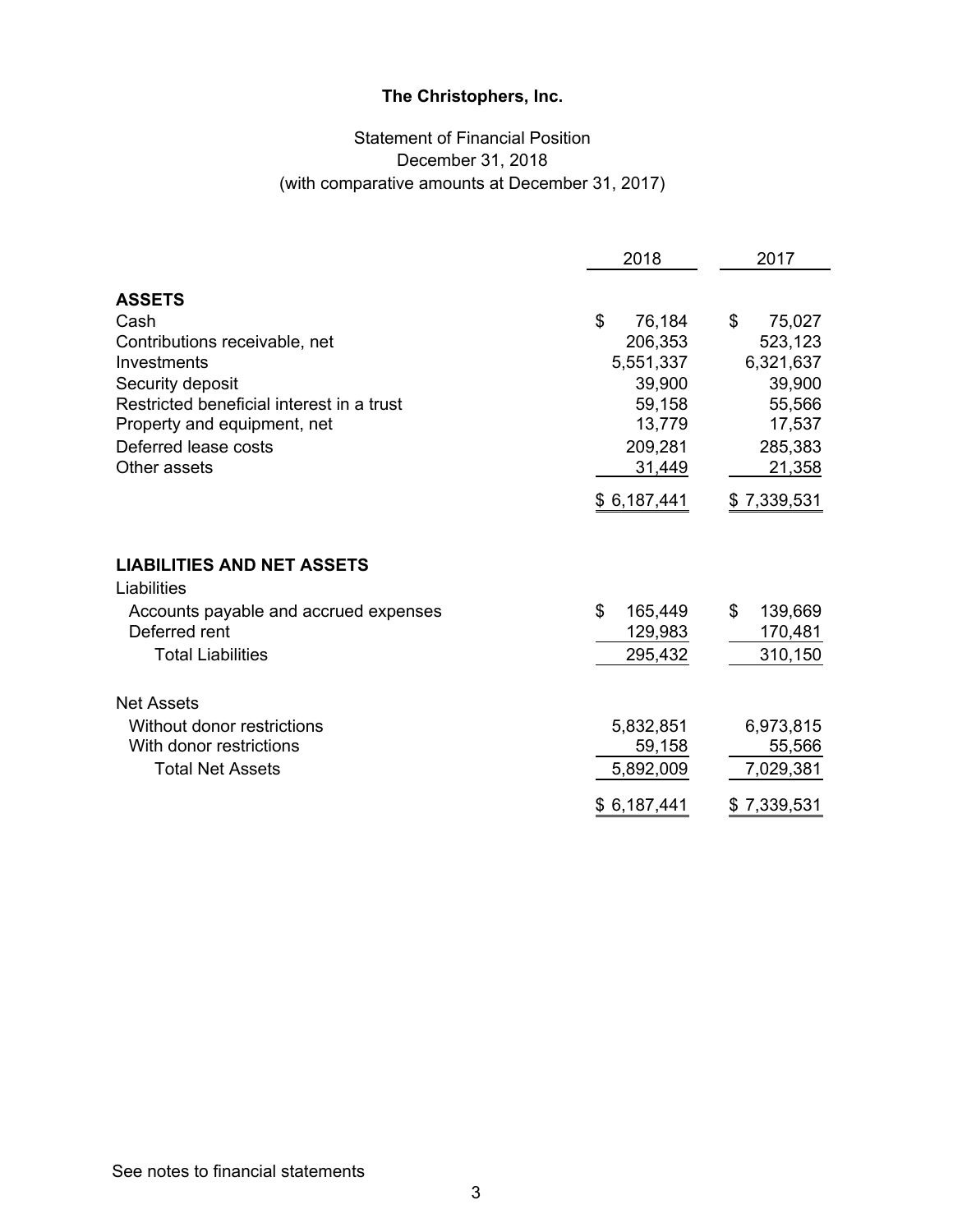# The Christophers, Inc.

## Statement of Financial Position
## December 31, 2018
## (with comparative amounts at December 31, 2017)

| | 2018 | 2017 |
|---|---|---|
| **ASSETS** | | |
| Cash | $ 76,184 | $ 75,027 |
| Contributions receivable, net | 206,353 | 523,123 |
| Investments | 5,551,337 | 6,321,637 |
| Security deposit | 39,900 | 39,900 |
| Restricted beneficial interest in a trust | 59,158 | 55,566 |
| Property and equipment, net | 13,779 | 17,537 |
| Deferred lease costs | 209,281 | 285,383 |
| Other assets | 31,449 | 21,358 |
| | $ 6,187,441 | $ 7,339,531 |
| | | |
| **LIABILITIES AND NET ASSETS** | | |
| Liabilities | | |
| Accounts payable and accrued expenses | $ 165,449 | $ 139,669 |
| Deferred rent | 129,983 | 170,481 |
| Total Liabilities | 295,432 | 310,150 |
| | | |
| Net Assets | | |
| Without donor restrictions | 5,832,851 | 6,973,815 |
| With donor restrictions | 59,158 | 55,566 |
| Total Net Assets | 5,892,009 | 7,029,381 |
| | $ 6,187,441 | $ 7,339,531 |

See notes to financial statements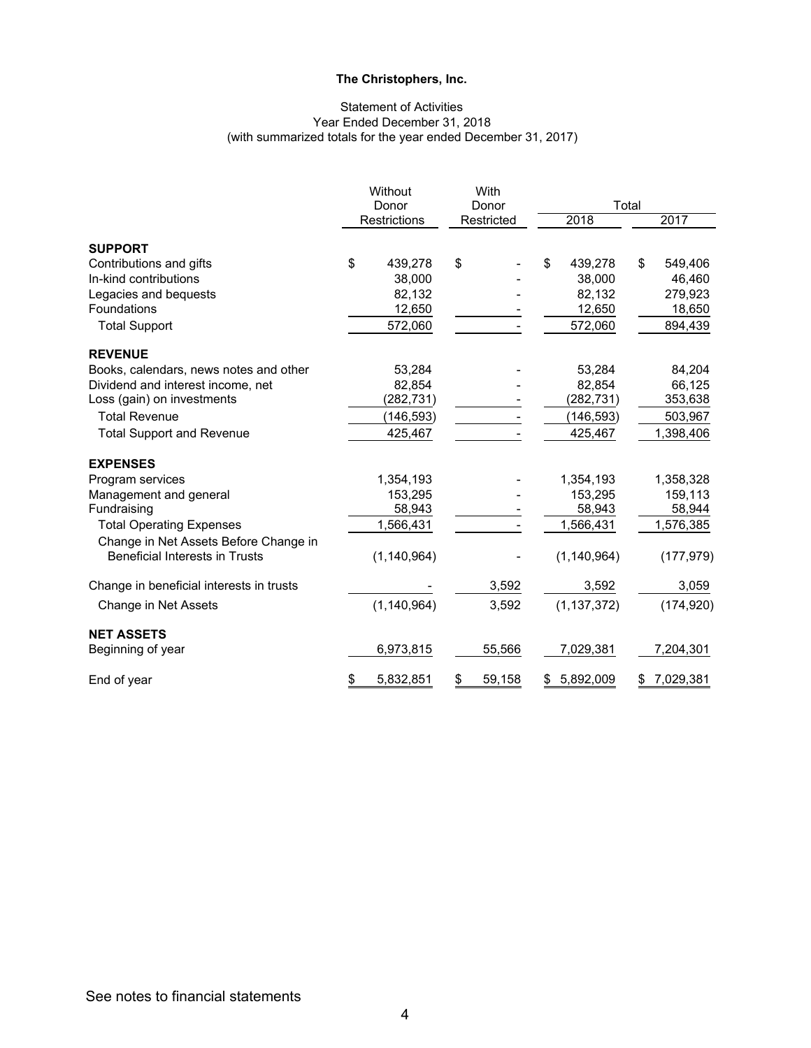# The Christophers, Inc.

Statement of Activities
Year Ended December 31, 2018
(with summarized totals for the year ended December 31, 2017)

| | Without Donor Restrictions | With Donor Restricted | Total 2018 | Total 2017 |
|---|---|---|---|---|
| **SUPPORT** | | | | |
| Contributions and gifts | $ 439,278 | $ - | $ 439,278 | $ 549,406 |
| In-kind contributions | 38,000 | - | 38,000 | 46,460 |
| Legacies and bequests | 82,132 | - | 82,132 | 279,923 |
| Foundations | 12,650 | - | 12,650 | 18,650 |
| Total Support | 572,060 | - | 572,060 | 894,439 |
| **REVENUE** | | | | |
| Books, calendars, news notes and other | 53,284 | - | 53,284 | 84,204 |
| Dividend and interest income, net | 82,854 | - | 82,854 | 66,125 |
| Loss (gain) on investments | (282,731) | - | (282,731) | 353,638 |
| Total Revenue | (146,593) | - | (146,593) | 503,967 |
| Total Support and Revenue | 425,467 | - | 425,467 | 1,398,406 |
| **EXPENSES** | | | | |
| Program services | 1,354,193 | - | 1,354,193 | 1,358,328 |
| Management and general | 153,295 | - | 153,295 | 159,113 |
| Fundraising | 58,943 | - | 58,943 | 58,944 |
| Total Operating Expenses | 1,566,431 | - | 1,566,431 | 1,576,385 |
| Change in Net Assets Before Change in Beneficial Interests in Trusts | (1,140,964) | - | (1,140,964) | (177,979) |
| Change in beneficial interests in trusts | - | 3,592 | 3,592 | 3,059 |
| Change in Net Assets | (1,140,964) | 3,592 | (1,137,372) | (174,920) |
| **NET ASSETS** | | | | |
| Beginning of year | 6,973,815 | 55,566 | 7,029,381 | 7,204,301 |
| End of year | $ 5,832,851 | $ 59,158 | $ 5,892,009 | $ 7,029,381 |

See notes to financial statements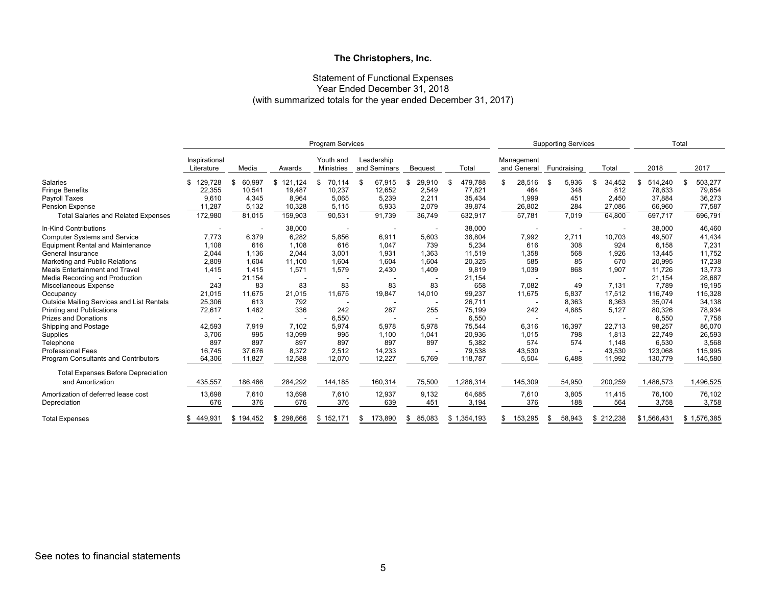# The Christophers, Inc.

## Statement of Functional Expenses
Year Ended December 31, 2018
(with summarized totals for the year ended December 31, 2017)

| | Program Services | | | | | | | Supporting Services | | | Total | |
|---|---|---|---|---|---|---|---|---|---|---|---|---|
| | Inspirational Literature | Media | Awards | Youth and Ministries | Leadership and Seminars | Bequest | Total | Management and General | Fundraising | Total | 2018 | 2017 |
| Salaries | $ 129,728 | $ 60,997 | $ 121,124 | $ 70,114 | $ 67,915 | $ 29,910 | $ 479,788 | $ 28,516 | $ 5,936 | $ 34,452 | $ 514,240 | $ 503,277 |
| Fringe Benefits | 22,355 | 10,541 | 19,487 | 10,237 | 12,652 | 2,549 | 77,821 | 464 | 348 | 812 | 78,633 | 79,654 |
| Payroll Taxes | 9,610 | 4,345 | 8,964 | 5,065 | 5,239 | 2,211 | 35,434 | 1,999 | 451 | 2,450 | 37,884 | 36,273 |
| Pension Expense | 11,287 | 5,132 | 10,328 | 5,115 | 5,933 | 2,079 | 39,874 | 26,802 | 284 | 27,086 | 66,960 | 77,587 |
| Total Salaries and Related Expenses | 172,980 | 81,015 | 159,903 | 90,531 | 91,739 | 36,749 | 632,917 | 57,781 | 7,019 | 64,800 | 697,717 | 696,791 |
| In-Kind Contributions | - | - | 38,000 | - | - | - | 38,000 | - | - | - | 38,000 | 46,460 |
| Computer Systems and Service | 7,773 | 6,379 | 6,282 | 5,856 | 6,911 | 5,603 | 38,804 | 7,992 | 2,711 | 10,703 | 49,507 | 41,434 |
| Equipment Rental and Maintenance | 1,108 | 616 | 1,108 | 616 | 1,047 | 739 | 5,234 | 616 | 308 | 924 | 6,158 | 7,231 |
| General Insurance | 2,044 | 1,136 | 2,044 | 3,001 | 1,931 | 1,363 | 11,519 | 1,358 | 568 | 1,926 | 13,445 | 11,752 |
| Marketing and Public Relations | 2,809 | 1,604 | 11,100 | 1,604 | 1,604 | 1,604 | 20,325 | 585 | 85 | 670 | 20,995 | 17,238 |
| Meals Entertainment and Travel | 1,415 | 1,415 | 1,571 | 1,579 | 2,430 | 1,409 | 9,819 | 1,039 | 868 | 1,907 | 11,726 | 13,773 |
| Media Recording and Production | - | 21,154 | - | - | - | - | 21,154 | - | - | - | 21,154 | 28,687 |
| Miscellaneous Expense | 243 | 83 | 83 | 83 | 83 | 83 | 658 | 7,082 | 49 | 7,131 | 7,789 | 19,195 |
| Occupancy | 21,015 | 11,675 | 21,015 | 11,675 | 19,847 | 14,010 | 99,237 | 11,675 | 5,837 | 17,512 | 116,749 | 115,328 |
| Outside Mailing Services and List Rentals | 25,306 | 613 | 792 | - | - | - | 26,711 | - | 8,363 | 8,363 | 35,074 | 34,138 |
| Printing and Publications | 72,617 | 1,462 | 336 | 242 | 287 | 255 | 75,199 | 242 | 4,885 | 5,127 | 80,326 | 78,934 |
| Prizes and Donations | - | - | - | 6,550 | - | - | 6,550 | - | - | - | 6,550 | 7,758 |
| Shipping and Postage | 42,593 | 7,919 | 7,102 | 5,974 | 5,978 | 5,978 | 75,544 | 6,316 | 16,397 | 22,713 | 98,257 | 86,070 |
| Supplies | 3,706 | 995 | 13,099 | 995 | 1,100 | 1,041 | 20,936 | 1,015 | 798 | 1,813 | 22,749 | 26,593 |
| Telephone | 897 | 897 | 897 | 897 | 897 | 897 | 5,382 | 574 | 574 | 1,148 | 6,530 | 3,568 |
| Professional Fees | 16,745 | 37,676 | 8,372 | 2,512 | 14,233 | - | 79,538 | 43,530 | - | 43,530 | 123,068 | 115,995 |
| Program Consultants and Contributors | 64,306 | 11,827 | 12,588 | 12,070 | 12,227 | 5,769 | 118,787 | 5,504 | 6,488 | 11,992 | 130,779 | 145,580 |
| Total Expenses Before Depreciation and Amortization | 435,557 | 186,466 | 284,292 | 144,185 | 160,314 | 75,500 | 1,286,314 | 145,309 | 54,950 | 200,259 | 1,486,573 | 1,496,525 |
| Amortization of deferred lease cost | 13,698 | 7,610 | 13,698 | 7,610 | 12,937 | 9,132 | 64,685 | 7,610 | 3,805 | 11,415 | 76,100 | 76,102 |
| Depreciation | 676 | 376 | 676 | 376 | 639 | 451 | 3,194 | 376 | 188 | 564 | 3,758 | 3,758 |
| Total Expenses | $ 449,931 | $ 194,452 | $ 298,666 | $ 152,171 | $ 173,890 | $ 85,083 | $ 1,354,193 | $ 153,295 | $ 58,943 | $ 212,238 | $1,566,431 | $ 1,576,385 |

See notes to financial statements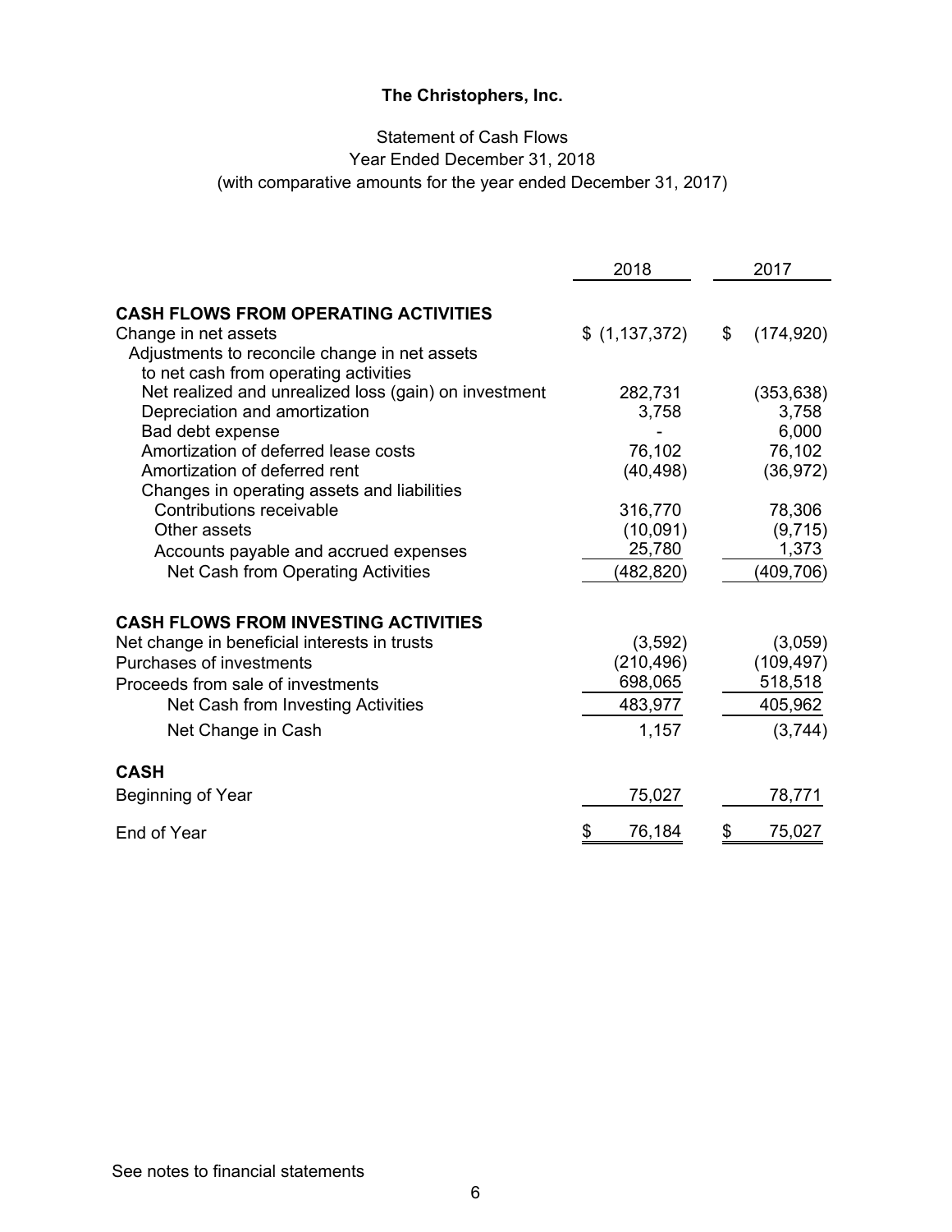**The Christophers, Inc.**

Statement of Cash Flows
Year Ended December 31, 2018
(with comparative amounts for the year ended December 31, 2017)

| | 2018 | 2017 |
|---|---|---|
| **CASH FLOWS FROM OPERATING ACTIVITIES** | | |
| Change in net assets | $ (1,137,372) | $ (174,920) |
| Adjustments to reconcile change in net assets to net cash from operating activities | | |
| Net realized and unrealized loss (gain) on investment | 282,731 | (353,638) |
| Depreciation and amortization | 3,758 | 3,758 |
| Bad debt expense | - | 6,000 |
| Amortization of deferred lease costs | 76,102 | 76,102 |
| Amortization of deferred rent | (40,498) | (36,972) |
| Changes in operating assets and liabilities | | |
| Contributions receivable | 316,770 | 78,306 |
| Other assets | (10,091) | (9,715) |
| Accounts payable and accrued expenses | 25,780 | 1,373 |
| Net Cash from Operating Activities | (482,820) | (409,706) |
| **CASH FLOWS FROM INVESTING ACTIVITIES** | | |
| Net change in beneficial interests in trusts | (3,592) | (3,059) |
| Purchases of investments | (210,496) | (109,497) |
| Proceeds from sale of investments | 698,065 | 518,518 |
| Net Cash from Investing Activities | 483,977 | 405,962 |
| Net Change in Cash | 1,157 | (3,744) |
| **CASH** | | |
| Beginning of Year | 75,027 | 78,771 |
| End of Year | $ 76,184 | $ 75,027 |

See notes to financial statements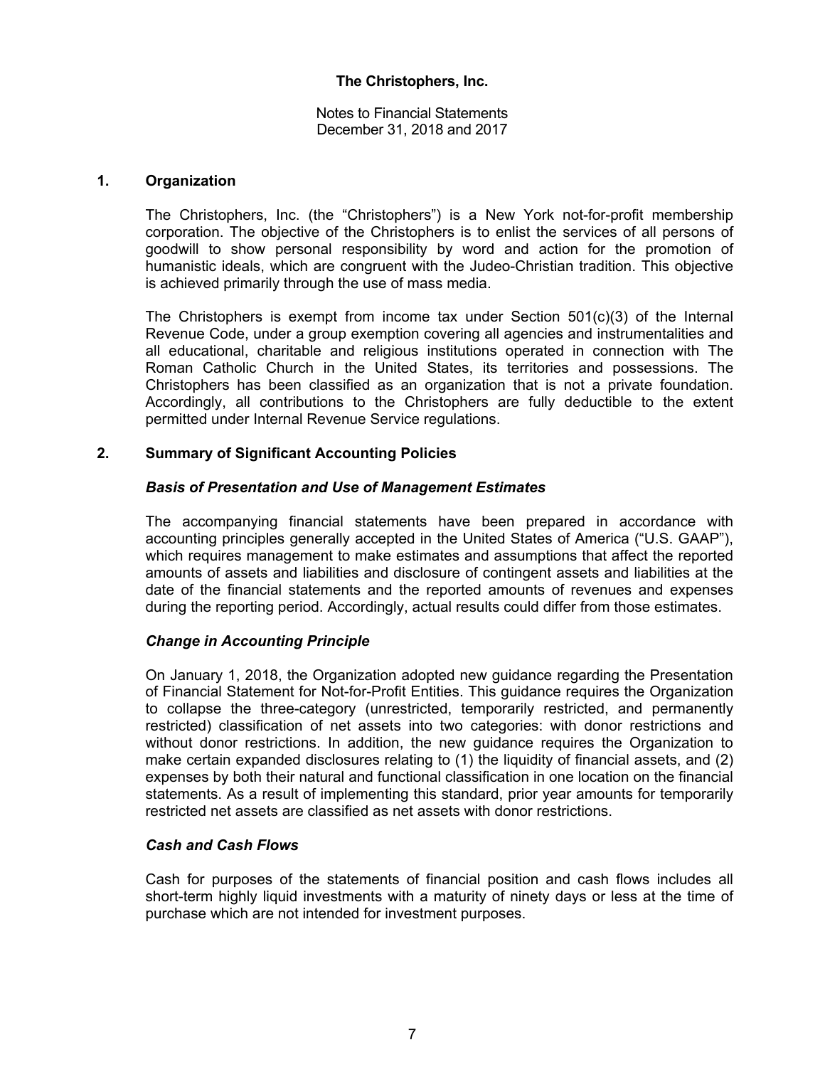**The Christophers, Inc.**

Notes to Financial Statements
December 31, 2018 and 2017

## 1. Organization

The Christophers, Inc. (the "Christophers") is a New York not-for-profit membership corporation. The objective of the Christophers is to enlist the services of all persons of goodwill to show personal responsibility by word and action for the promotion of humanistic ideals, which are congruent with the Judeo-Christian tradition. This objective is achieved primarily through the use of mass media.

The Christophers is exempt from income tax under Section 501(c)(3) of the Internal Revenue Code, under a group exemption covering all agencies and instrumentalities and all educational, charitable and religious institutions operated in connection with The Roman Catholic Church in the United States, its territories and possessions. The Christophers has been classified as an organization that is not a private foundation. Accordingly, all contributions to the Christophers are fully deductible to the extent permitted under Internal Revenue Service regulations.

## 2. Summary of Significant Accounting Policies

### *Basis of Presentation and Use of Management Estimates*

The accompanying financial statements have been prepared in accordance with accounting principles generally accepted in the United States of America ("U.S. GAAP"), which requires management to make estimates and assumptions that affect the reported amounts of assets and liabilities and disclosure of contingent assets and liabilities at the date of the financial statements and the reported amounts of revenues and expenses during the reporting period. Accordingly, actual results could differ from those estimates.

### *Change in Accounting Principle*

On January 1, 2018, the Organization adopted new guidance regarding the Presentation of Financial Statement for Not-for-Profit Entities. This guidance requires the Organization to collapse the three-category (unrestricted, temporarily restricted, and permanently restricted) classification of net assets into two categories: with donor restrictions and without donor restrictions. In addition, the new guidance requires the Organization to make certain expanded disclosures relating to (1) the liquidity of financial assets, and (2) expenses by both their natural and functional classification in one location on the financial statements. As a result of implementing this standard, prior year amounts for temporarily restricted net assets are classified as net assets with donor restrictions.

### *Cash and Cash Flows*

Cash for purposes of the statements of financial position and cash flows includes all short-term highly liquid investments with a maturity of ninety days or less at the time of purchase which are not intended for investment purposes.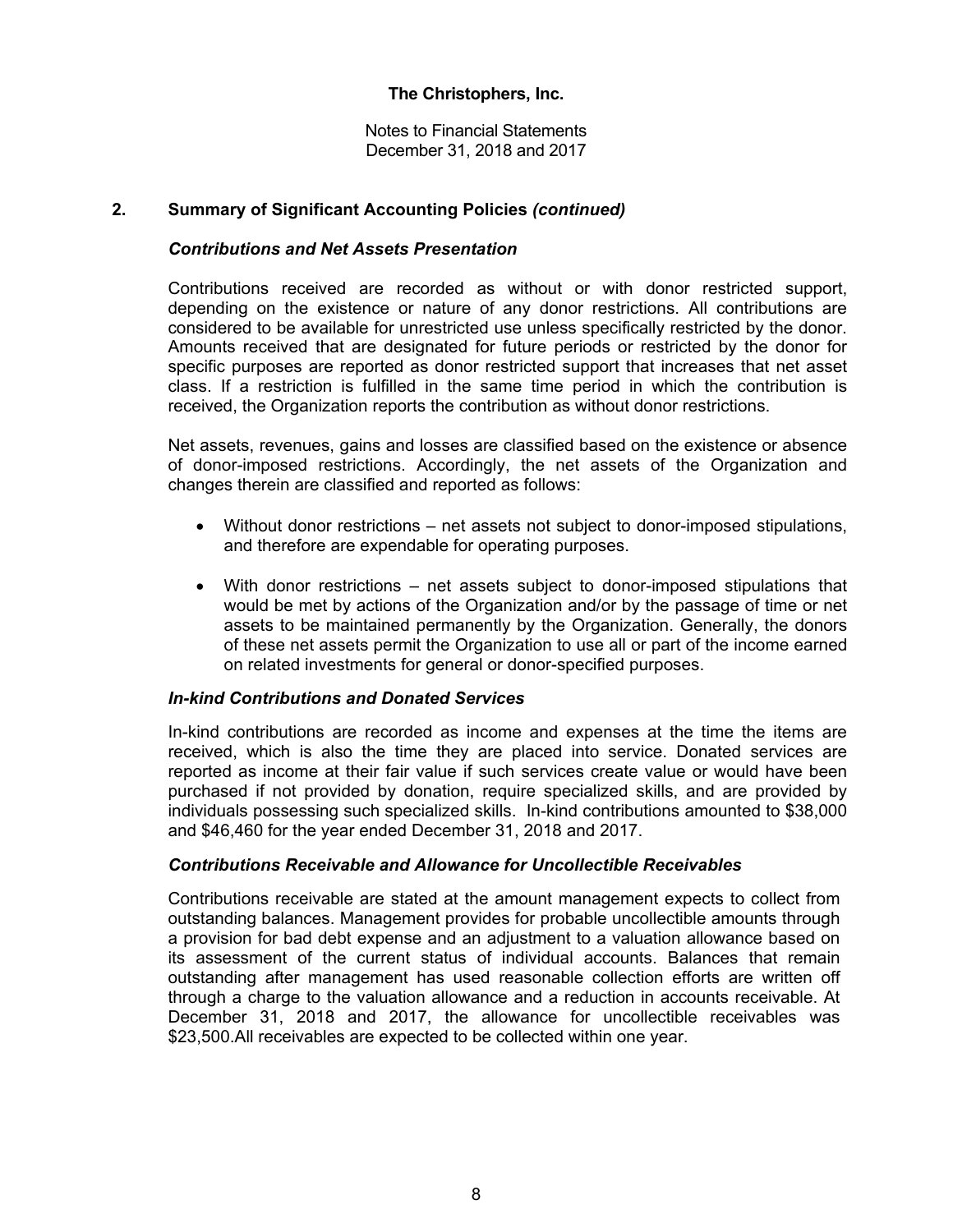**The Christophers, Inc.**

Notes to Financial Statements
December 31, 2018 and 2017

## 2. Summary of Significant Accounting Policies *(continued)*

### *Contributions and Net Assets Presentation*

Contributions received are recorded as without or with donor restricted support, depending on the existence or nature of any donor restrictions. All contributions are considered to be available for unrestricted use unless specifically restricted by the donor. Amounts received that are designated for future periods or restricted by the donor for specific purposes are reported as donor restricted support that increases that net asset class. If a restriction is fulfilled in the same time period in which the contribution is received, the Organization reports the contribution as without donor restrictions.

Net assets, revenues, gains and losses are classified based on the existence or absence of donor-imposed restrictions. Accordingly, the net assets of the Organization and changes therein are classified and reported as follows:

- Without donor restrictions – net assets not subject to donor-imposed stipulations, and therefore are expendable for operating purposes.

- With donor restrictions – net assets subject to donor-imposed stipulations that would be met by actions of the Organization and/or by the passage of time or net assets to be maintained permanently by the Organization. Generally, the donors of these net assets permit the Organization to use all or part of the income earned on related investments for general or donor-specified purposes.

### *In-kind Contributions and Donated Services*

In-kind contributions are recorded as income and expenses at the time the items are received, which is also the time they are placed into service. Donated services are reported as income at their fair value if such services create value or would have been purchased if not provided by donation, require specialized skills, and are provided by individuals possessing such specialized skills. In-kind contributions amounted to $38,000 and $46,460 for the year ended December 31, 2018 and 2017.

### *Contributions Receivable and Allowance for Uncollectible Receivables*

Contributions receivable are stated at the amount management expects to collect from outstanding balances. Management provides for probable uncollectible amounts through a provision for bad debt expense and an adjustment to a valuation allowance based on its assessment of the current status of individual accounts. Balances that remain outstanding after management has used reasonable collection efforts are written off through a charge to the valuation allowance and a reduction in accounts receivable. At December 31, 2018 and 2017, the allowance for uncollectible receivables was $23,500.All receivables are expected to be collected within one year.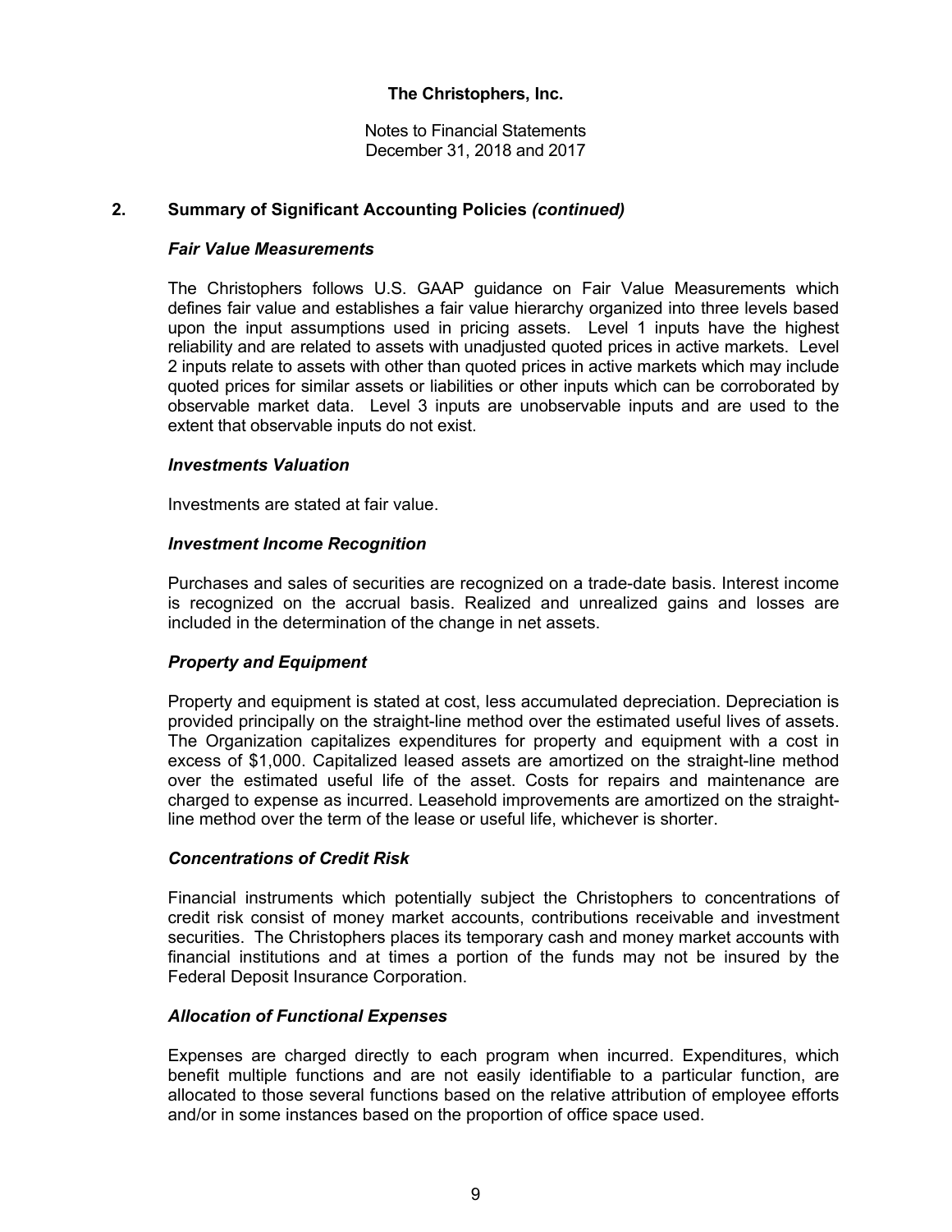**The Christophers, Inc.**

Notes to Financial Statements
December 31, 2018 and 2017

## 2. Summary of Significant Accounting Policies *(continued)*

### *Fair Value Measurements*

The Christophers follows U.S. GAAP guidance on Fair Value Measurements which defines fair value and establishes a fair value hierarchy organized into three levels based upon the input assumptions used in pricing assets. Level 1 inputs have the highest reliability and are related to assets with unadjusted quoted prices in active markets. Level 2 inputs relate to assets with other than quoted prices in active markets which may include quoted prices for similar assets or liabilities or other inputs which can be corroborated by observable market data. Level 3 inputs are unobservable inputs and are used to the extent that observable inputs do not exist.

### *Investments Valuation*

Investments are stated at fair value.

### *Investment Income Recognition*

Purchases and sales of securities are recognized on a trade-date basis. Interest income is recognized on the accrual basis. Realized and unrealized gains and losses are included in the determination of the change in net assets.

### *Property and Equipment*

Property and equipment is stated at cost, less accumulated depreciation. Depreciation is provided principally on the straight-line method over the estimated useful lives of assets. The Organization capitalizes expenditures for property and equipment with a cost in excess of $1,000. Capitalized leased assets are amortized on the straight-line method over the estimated useful life of the asset. Costs for repairs and maintenance are charged to expense as incurred. Leasehold improvements are amortized on the straight-line method over the term of the lease or useful life, whichever is shorter.

### *Concentrations of Credit Risk*

Financial instruments which potentially subject the Christophers to concentrations of credit risk consist of money market accounts, contributions receivable and investment securities. The Christophers places its temporary cash and money market accounts with financial institutions and at times a portion of the funds may not be insured by the Federal Deposit Insurance Corporation.

### *Allocation of Functional Expenses*

Expenses are charged directly to each program when incurred. Expenditures, which benefit multiple functions and are not easily identifiable to a particular function, are allocated to those several functions based on the relative attribution of employee efforts and/or in some instances based on the proportion of office space used.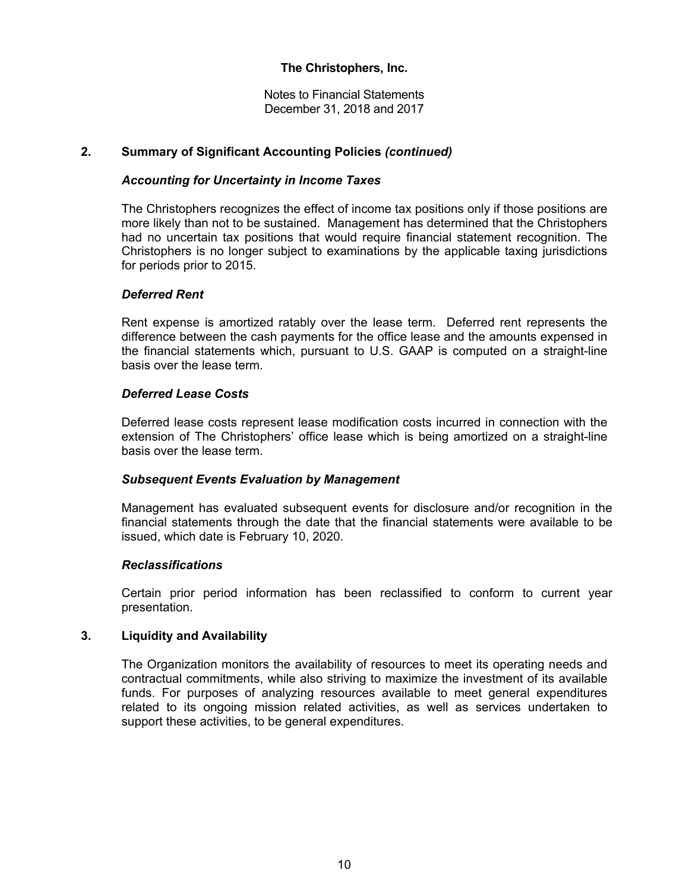**The Christophers, Inc.**

Notes to Financial Statements
December 31, 2018 and 2017

## 2. Summary of Significant Accounting Policies *(continued)*

### *Accounting for Uncertainty in Income Taxes*

The Christophers recognizes the effect of income tax positions only if those positions are more likely than not to be sustained. Management has determined that the Christophers had no uncertain tax positions that would require financial statement recognition. The Christophers is no longer subject to examinations by the applicable taxing jurisdictions for periods prior to 2015.

### *Deferred Rent*

Rent expense is amortized ratably over the lease term. Deferred rent represents the difference between the cash payments for the office lease and the amounts expensed in the financial statements which, pursuant to U.S. GAAP is computed on a straight-line basis over the lease term.

### *Deferred Lease Costs*

Deferred lease costs represent lease modification costs incurred in connection with the extension of The Christophers' office lease which is being amortized on a straight-line basis over the lease term.

### *Subsequent Events Evaluation by Management*

Management has evaluated subsequent events for disclosure and/or recognition in the financial statements through the date that the financial statements were available to be issued, which date is February 10, 2020.

### *Reclassifications*

Certain prior period information has been reclassified to conform to current year presentation.

## 3. Liquidity and Availability

The Organization monitors the availability of resources to meet its operating needs and contractual commitments, while also striving to maximize the investment of its available funds. For purposes of analyzing resources available to meet general expenditures related to its ongoing mission related activities, as well as services undertaken to support these activities, to be general expenditures.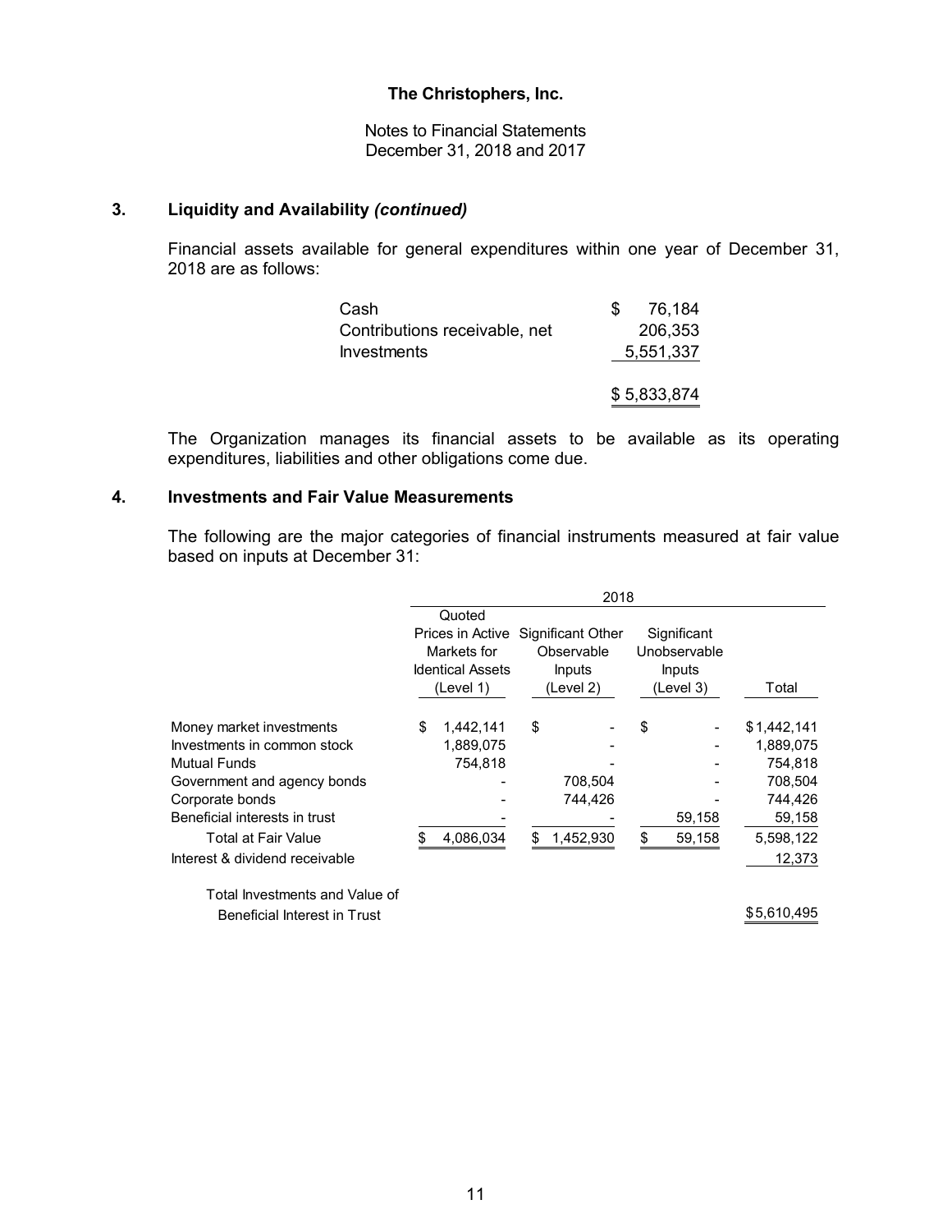**The Christophers, Inc.**

Notes to Financial Statements
December 31, 2018 and 2017

## 3. Liquidity and Availability *(continued)*

Financial assets available for general expenditures within one year of December 31, 2018 are as follows:

| | |
|---|---|
| Cash | $ 76,184 |
| Contributions receivable, net | 206,353 |
| Investments | 5,551,337 |
| | $ 5,833,874 |

The Organization manages its financial assets to be available as its operating expenditures, liabilities and other obligations come due.

## 4. Investments and Fair Value Measurements

The following are the major categories of financial instruments measured at fair value based on inputs at December 31:

| | 2018 | | | |
|---|---|---|---|---|
| | Quoted Prices in Active Markets for Identical Assets (Level 1) | Significant Other Observable Inputs (Level 2) | Significant Unobservable Inputs (Level 3) | Total |
| Money market investments | $ 1,442,141 | $ - | $ - | $1,442,141 |
| Investments in common stock | 1,889,075 | - | - | 1,889,075 |
| Mutual Funds | 754,818 | - | - | 754,818 |
| Government and agency bonds | - | 708,504 | - | 708,504 |
| Corporate bonds | - | 744,426 | - | 744,426 |
| Beneficial interests in trust | - | - | 59,158 | 59,158 |
| Total at Fair Value | $ 4,086,034 | $ 1,452,930 | $ 59,158 | 5,598,122 |
| Interest & dividend receivable | | | | 12,373 |
| Total Investments and Value of Beneficial Interest in Trust | | | | $5,610,495 |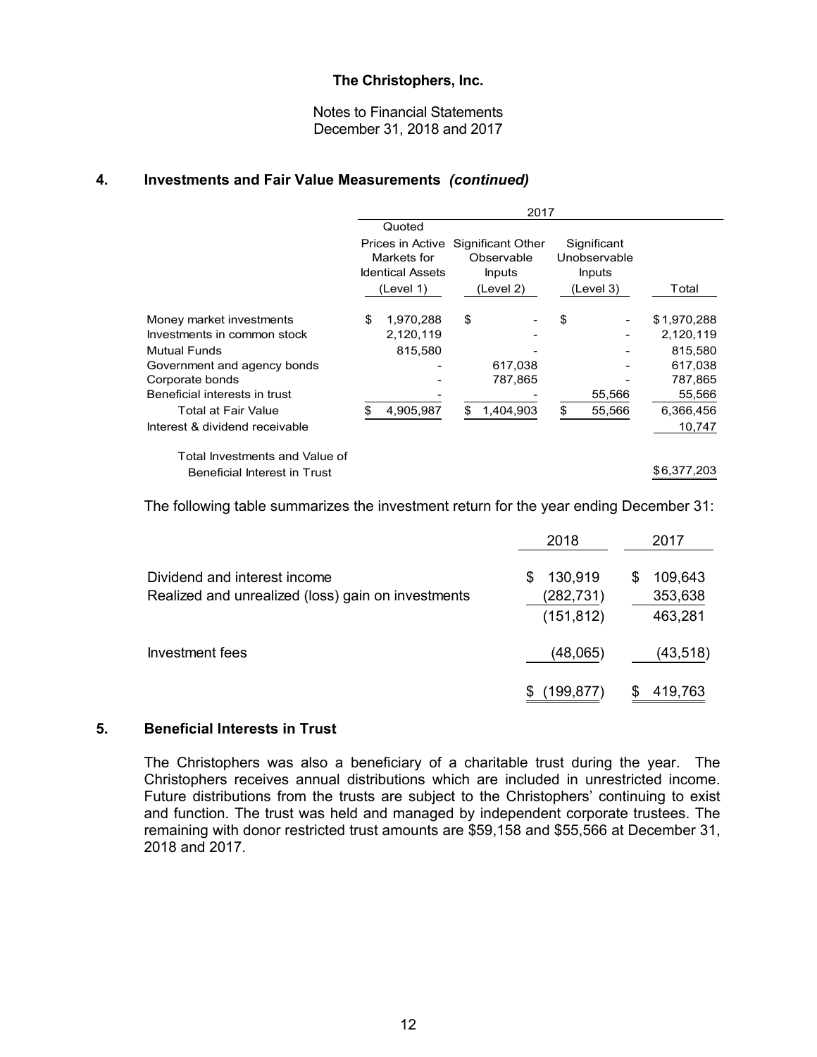The Christophers, Inc.

Notes to Financial Statements
December 31, 2018 and 2017

## 4. Investments and Fair Value Measurements *(continued)*

| | 2017 | | | |
|---|---|---|---|---|
| | Quoted Prices in Active Markets for Identical Assets (Level 1) | Significant Other Observable Inputs (Level 2) | Significant Unobservable Inputs (Level 3) | Total |
| Money market investments | $ 1,970,288 | $ - | $ - | $1,970,288 |
| Investments in common stock | 2,120,119 | - | - | 2,120,119 |
| Mutual Funds | 815,580 | - | - | 815,580 |
| Government and agency bonds | - | 617,038 | - | 617,038 |
| Corporate bonds | - | 787,865 | - | 787,865 |
| Beneficial interests in trust | - | - | 55,566 | 55,566 |
| Total at Fair Value | $ 4,905,987 | $ 1,404,903 | $ 55,566 | 6,366,456 |
| Interest & dividend receivable | | | | 10,747 |
| Total Investments and Value of Beneficial Interest in Trust | | | | $6,377,203 |

The following table summarizes the investment return for the year ending December 31:

| | 2018 | 2017 |
|---|---|---|
| Dividend and interest income | $ 130,919 | $ 109,643 |
| Realized and unrealized (loss) gain on investments | (282,731) | 353,638 |
| | (151,812) | 463,281 |
| Investment fees | (48,065) | (43,518) |
| | $ (199,877) | $ 419,763 |

## 5. Beneficial Interests in Trust

The Christophers was also a beneficiary of a charitable trust during the year. The Christophers receives annual distributions which are included in unrestricted income. Future distributions from the trusts are subject to the Christophers' continuing to exist and function. The trust was held and managed by independent corporate trustees. The remaining with donor restricted trust amounts are $59,158 and $55,566 at December 31, 2018 and 2017.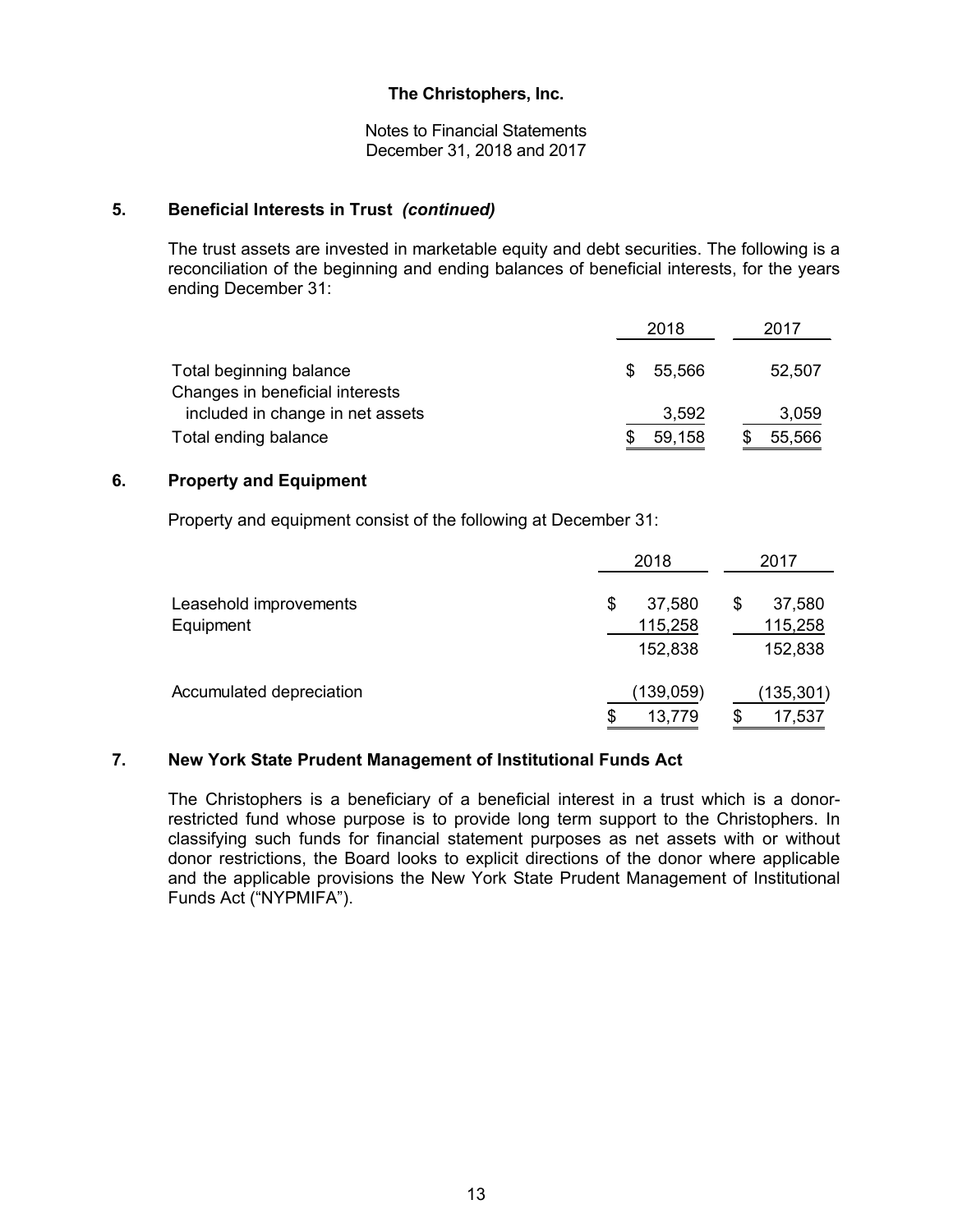**The Christophers, Inc.**

Notes to Financial Statements
December 31, 2018 and 2017

## 5. Beneficial Interests in Trust *(continued)*

The trust assets are invested in marketable equity and debt securities. The following is a reconciliation of the beginning and ending balances of beneficial interests, for the years ending December 31:

| | 2018 | 2017 |
|---|---|---|
| Total beginning balance | $ 55,566 | 52,507 |
| Changes in beneficial interests included in change in net assets | 3,592 | 3,059 |
| Total ending balance | $ 59,158 | $ 55,566 |

## 6. Property and Equipment

Property and equipment consist of the following at December 31:

| | 2018 | 2017 |
|---|---|---|
| Leasehold improvements | $ 37,580 | $ 37,580 |
| Equipment | 115,258 | 115,258 |
| | 152,838 | 152,838 |
| Accumulated depreciation | (139,059) | (135,301) |
| | $ 13,779 | $ 17,537 |

## 7. New York State Prudent Management of Institutional Funds Act

The Christophers is a beneficiary of a beneficial interest in a trust which is a donor-restricted fund whose purpose is to provide long term support to the Christophers. In classifying such funds for financial statement purposes as net assets with or without donor restrictions, the Board looks to explicit directions of the donor where applicable and the applicable provisions the New York State Prudent Management of Institutional Funds Act ("NYPMIFA").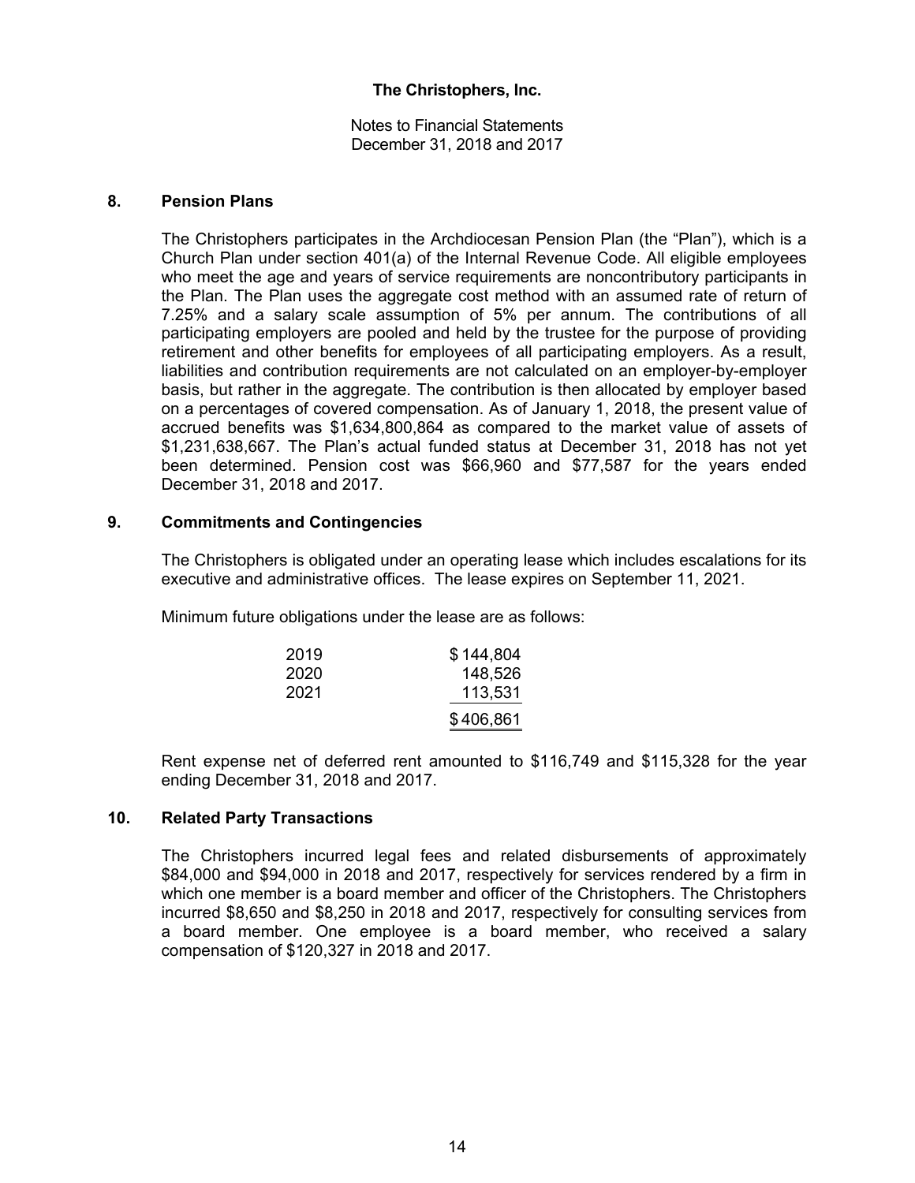**The Christophers, Inc.**

Notes to Financial Statements
December 31, 2018 and 2017

## 8. Pension Plans

The Christophers participates in the Archdiocesan Pension Plan (the "Plan"), which is a Church Plan under section 401(a) of the Internal Revenue Code. All eligible employees who meet the age and years of service requirements are noncontributory participants in the Plan. The Plan uses the aggregate cost method with an assumed rate of return of 7.25% and a salary scale assumption of 5% per annum. The contributions of all participating employers are pooled and held by the trustee for the purpose of providing retirement and other benefits for employees of all participating employers. As a result, liabilities and contribution requirements are not calculated on an employer-by-employer basis, but rather in the aggregate. The contribution is then allocated by employer based on a percentages of covered compensation. As of January 1, 2018, the present value of accrued benefits was $1,634,800,864 as compared to the market value of assets of $1,231,638,667. The Plan's actual funded status at December 31, 2018 has not yet been determined. Pension cost was $66,960 and $77,587 for the years ended December 31, 2018 and 2017.

## 9. Commitments and Contingencies

The Christophers is obligated under an operating lease which includes escalations for its executive and administrative offices. The lease expires on September 11, 2021.

Minimum future obligations under the lease are as follows:

| | |
|---|---|
| 2019 | $ 144,804 |
| 2020 | 148,526 |
| 2021 | 113,531 |
| | $ 406,861 |

Rent expense net of deferred rent amounted to $116,749 and $115,328 for the year ending December 31, 2018 and 2017.

## 10. Related Party Transactions

The Christophers incurred legal fees and related disbursements of approximately $84,000 and $94,000 in 2018 and 2017, respectively for services rendered by a firm in which one member is a board member and officer of the Christophers. The Christophers incurred $8,650 and $8,250 in 2018 and 2017, respectively for consulting services from a board member. One employee is a board member, who received a salary compensation of $120,327 in 2018 and 2017.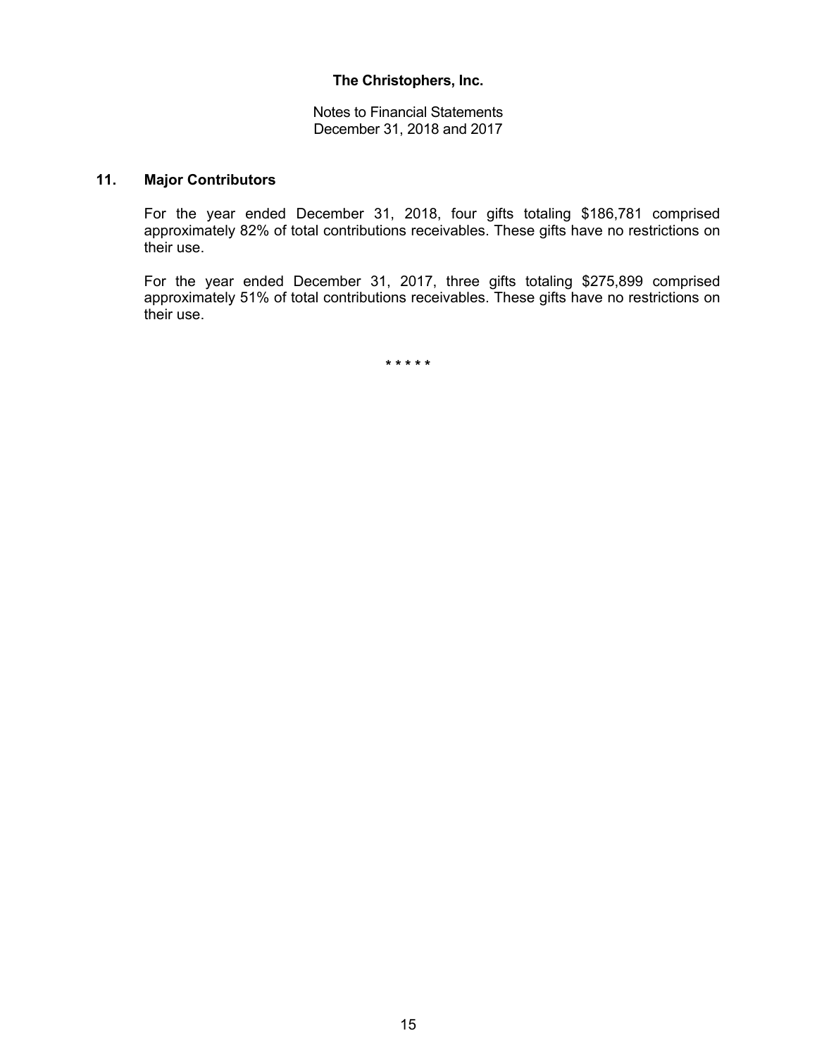**The Christophers, Inc.**

Notes to Financial Statements
December 31, 2018 and 2017

## 11. Major Contributors

For the year ended December 31, 2018, four gifts totaling $186,781 comprised approximately 82% of total contributions receivables. These gifts have no restrictions on their use.

For the year ended December 31, 2017, three gifts totaling $275,899 comprised approximately 51% of total contributions receivables. These gifts have no restrictions on their use.

* * * * *